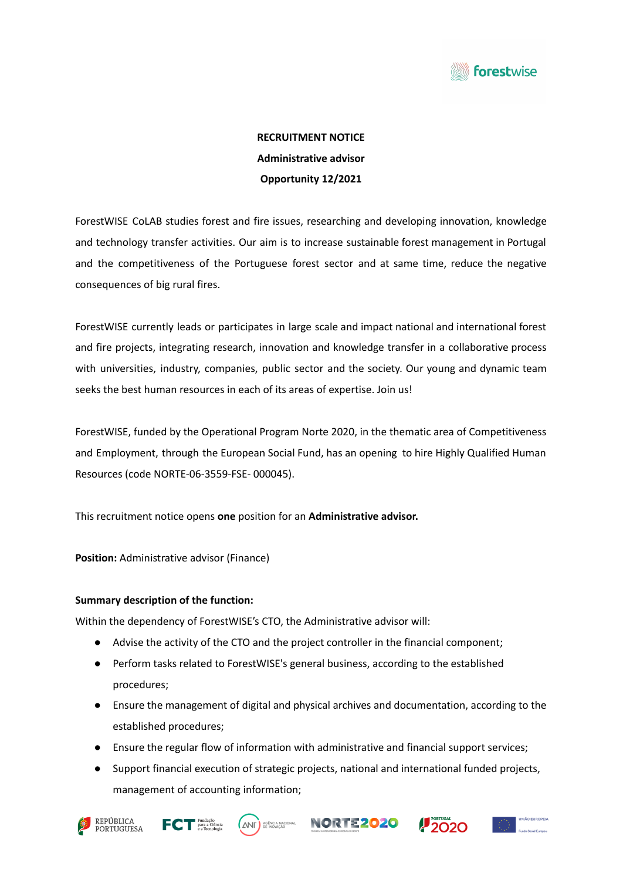**RECRUITMENT NOTICE**

**Administrative advisor**

**Opportunity 12/2021**

ForestWISE CoLAB studies forest and fire issues, researching and developing innovation, knowledge and technology transfer activities. Our aim is to increase sustainable forest management in Portugal and the competitiveness of the Portuguese forest sector and at same time, reduce the negative consequences of big rural fires.

ForestWISE currently leads or participates in large scale and impact national and international forest and fire projects, integrating research, innovation and knowledge transfer in a collaborative process with universities, industry, companies, public sector and the society. Our young and dynamic team seeks the best human resources in each of its areas of expertise. Join us!

ForestWISE, funded by the Operational Program Norte 2020, in the thematic area of Competitiveness and Employment, through the European Social Fund, has an opening to hire Highly Qualified Human Resources (code NORTE-06-3559-FSE- 000045).

This recruitment notice opens **one** position for an **Administrative advisor.**

**Position:** Administrative advisor (Finance)

**Summary description of the function:**

Within the dependency of ForestWISE's CTO, the Administrative advisor will:

- Advise the activity of the CTO and the project controller in the financial component;
- Perform tasks related to ForestWISE's general business, according to the established procedures;
- Ensure the management of digital and physical archives and documentation, according to the established procedures;
- Ensure the regular flow of information with administrative and financial support services;
- Support financial execution of strategic projects, national and international funded projects, management of accounting information;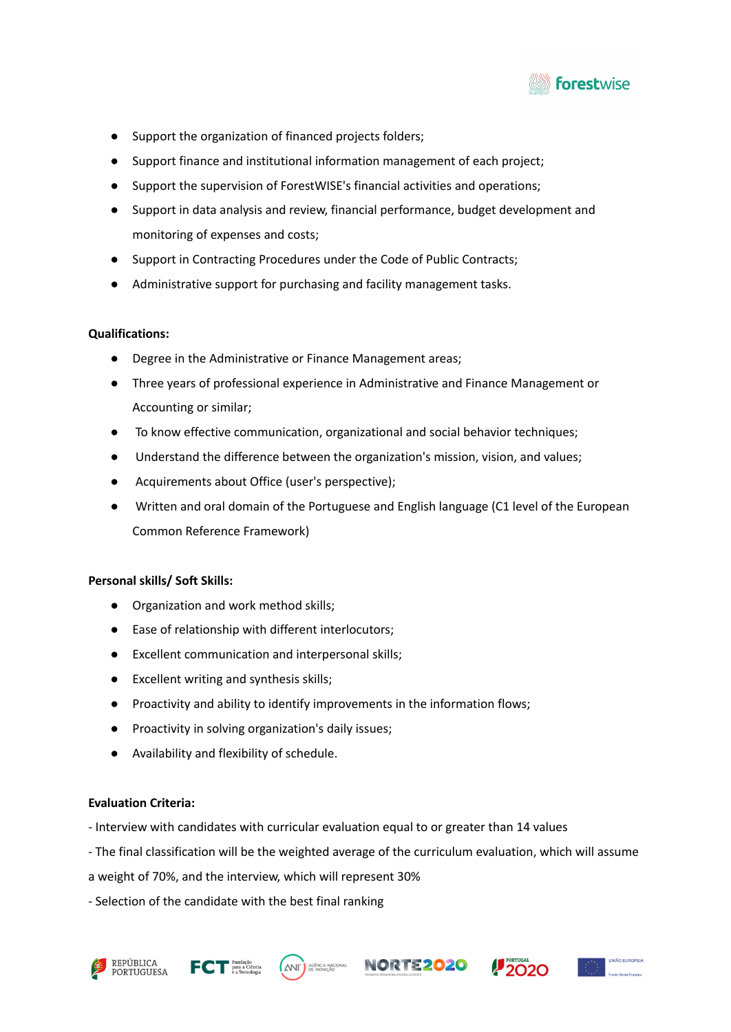- Support the organization of financed projects folders;
- Support finance and institutional information management of each project;
- Support the supervision of ForestWISE's financial activities and operations;
- Support in data analysis and review, financial performance, budget development and monitoring of expenses and costs;
- Support in Contracting Procedures under the Code of Public Contracts;
- Administrative support for purchasing and facility management tasks.

**Qualifications:**

- Degree in the Administrative or Finance Management areas;
- Three years of professional experience in Administrative and Finance Management or Accounting or similar;
- To know effective communication, organizational and social behavior techniques;
- Understand the difference between the organization's mission, vision, and values;
- Acquirements about Office (user's perspective);
- Written and oral domain of the Portuguese and English language (C1 level of the European Common Reference Framework)

**Personal skills/ Soft Skills:**

- Organization and work method skills;
- Ease of relationship with different interlocutors;
- Excellent communication and interpersonal skills;
- Excellent writing and synthesis skills;
- Proactivity and ability to identify improvements in the information flows;
- Proactivity in solving organization's daily issues;
- Availability and flexibility of schedule.

**Evaluation Criteria:**

- Interview with candidates with curricular evaluation equal to or greater than 14 values

- The final classification will be the weighted average of the curriculum evaluation, which will assume a weight of 70%, and the interview, which will represent 30%

- Selection of the candidate with the best final ranking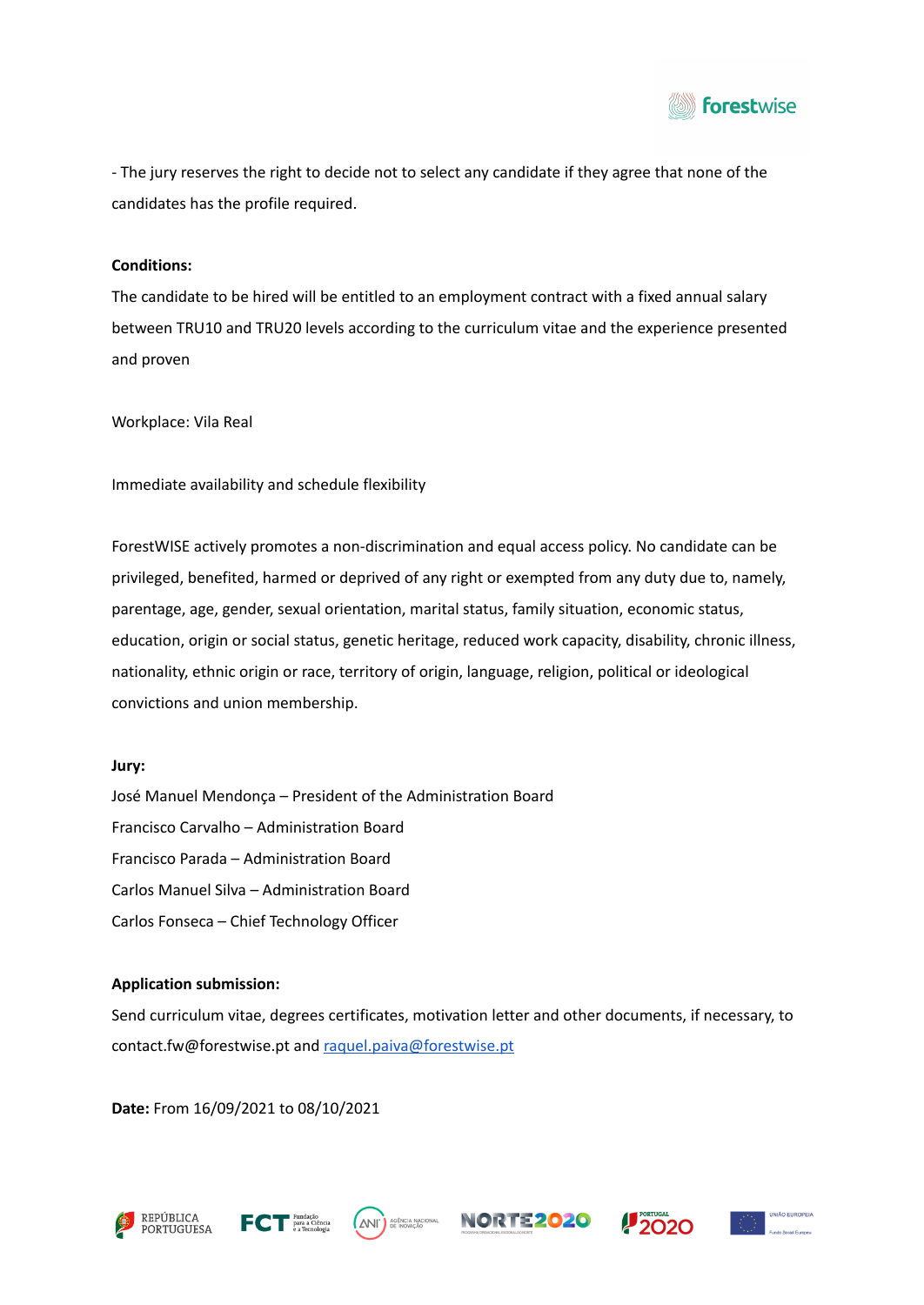- The jury reserves the right to decide not to select any candidate if they agree that none of the candidates has the profile required.

**Conditions:**

The candidate to be hired will be entitled to an employment contract with a fixed annual salary between TRU10 and TRU20 levels according to the curriculum vitae and the experience presented and proven

Workplace: Vila Real

Immediate availability and schedule flexibility

ForestWISE actively promotes a non-discrimination and equal access policy. No candidate can be privileged, benefited, harmed or deprived of any right or exempted from any duty due to, namely, parentage, age, gender, sexual orientation, marital status, family situation, economic status, education, origin or social status, genetic heritage, reduced work capacity, disability, chronic illness, nationality, ethnic origin or race, territory of origin, language, religion, political or ideological convictions and union membership.

**Jury:**

José Manuel Mendonça – President of the Administration Board
Francisco Carvalho – Administration Board
Francisco Parada – Administration Board
Carlos Manuel Silva – Administration Board
Carlos Fonseca – Chief Technology Officer

**Application submission:**

Send curriculum vitae, degrees certificates, motivation letter and other documents, if necessary, to contact.fw@forestwise.pt and raquel.paiva@forestwise.pt

**Date:** From 16/09/2021 to 08/10/2021